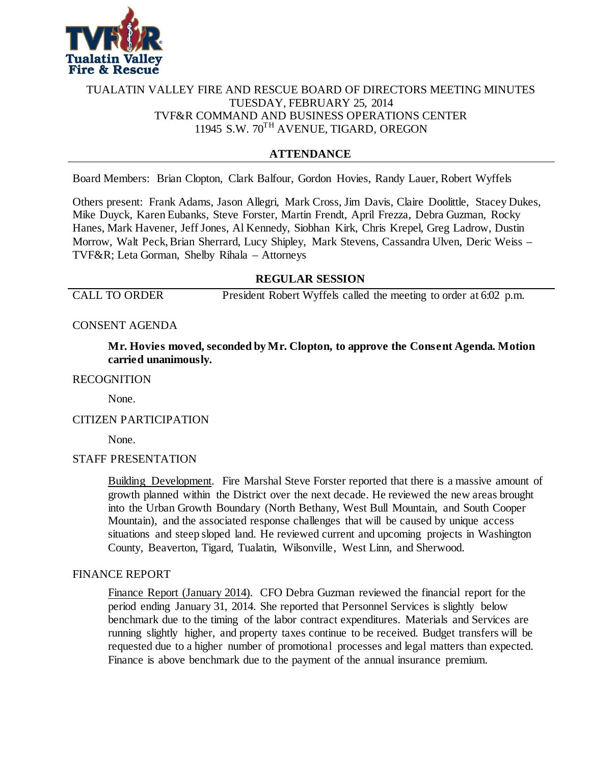TUALATIN VALLEY FIRE AND RESCUE BOARD OF DIRECTORS MEETING MINUTES
TUESDAY, FEBRUARY 25, 2014
TVF&R COMMAND AND BUSINESS OPERATIONS CENTER
11945 S.W. 70TH AVENUE, TIGARD, OREGON

## ATTENDANCE

Board Members: Brian Clopton, Clark Balfour, Gordon Hovies, Randy Lauer, Robert Wyffels

Others present: Frank Adams, Jason Allegri, Mark Cross, Jim Davis, Claire Doolittle, Stacey Dukes, Mike Duyck, Karen Eubanks, Steve Forster, Martin Frendt, April Frezza, Debra Guzman, Rocky Hanes, Mark Havener, Jeff Jones, Al Kennedy, Siobhan Kirk, Chris Krepel, Greg Ladrow, Dustin Morrow, Walt Peck, Brian Sherrard, Lucy Shipley, Mark Stevens, Cassandra Ulven, Deric Weiss – TVF&R; Leta Gorman, Shelby Rihala – Attorneys

## REGULAR SESSION

CALL TO ORDER — President Robert Wyffels called the meeting to order at 6:02 p.m.

CONSENT AGENDA

**Mr. Hovies moved, seconded by Mr. Clopton, to approve the Consent Agenda. Motion carried unanimously.**

RECOGNITION

None.

CITIZEN PARTICIPATION

None.

STAFF PRESENTATION

Building Development. Fire Marshal Steve Forster reported that there is a massive amount of growth planned within the District over the next decade. He reviewed the new areas brought into the Urban Growth Boundary (North Bethany, West Bull Mountain, and South Cooper Mountain), and the associated response challenges that will be caused by unique access situations and steep sloped land. He reviewed current and upcoming projects in Washington County, Beaverton, Tigard, Tualatin, Wilsonville, West Linn, and Sherwood.

FINANCE REPORT

Finance Report (January 2014). CFO Debra Guzman reviewed the financial report for the period ending January 31, 2014. She reported that Personnel Services is slightly below benchmark due to the timing of the labor contract expenditures. Materials and Services are running slightly higher, and property taxes continue to be received. Budget transfers will be requested due to a higher number of promotional processes and legal matters than expected. Finance is above benchmark due to the payment of the annual insurance premium.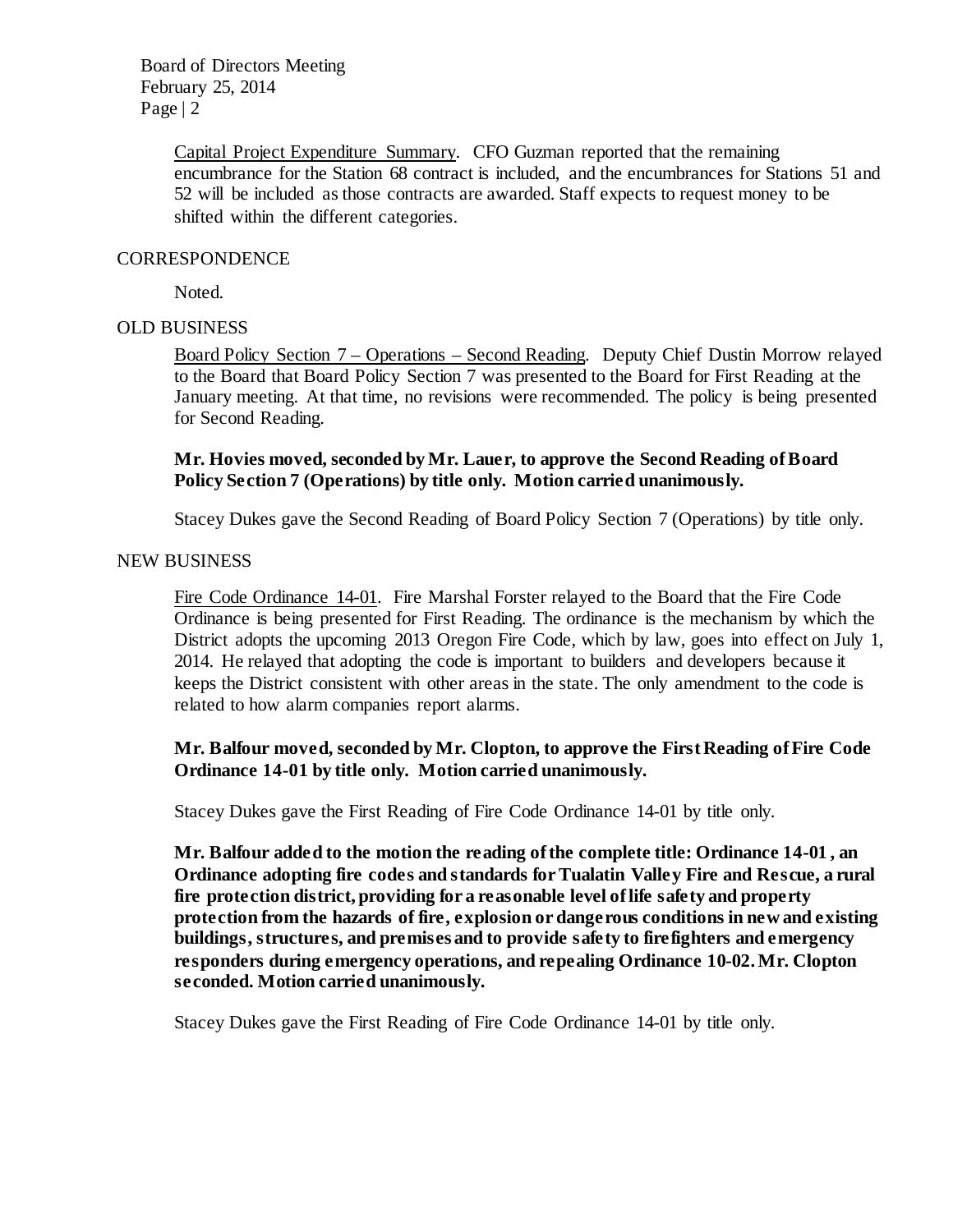Capital Project Expenditure Summary. CFO Guzman reported that the remaining encumbrance for the Station 68 contract is included, and the encumbrances for Stations 51 and 52 will be included as those contracts are awarded. Staff expects to request money to be shifted within the different categories.

CORRESPONDENCE

Noted.

OLD BUSINESS

Board Policy Section 7 – Operations – Second Reading. Deputy Chief Dustin Morrow relayed to the Board that Board Policy Section 7 was presented to the Board for First Reading at the January meeting. At that time, no revisions were recommended. The policy is being presented for Second Reading.

**Mr. Hovies moved, seconded by Mr. Lauer, to approve the Second Reading of Board Policy Section 7 (Operations) by title only. Motion carried unanimously.**

Stacey Dukes gave the Second Reading of Board Policy Section 7 (Operations) by title only.

NEW BUSINESS

Fire Code Ordinance 14-01. Fire Marshal Forster relayed to the Board that the Fire Code Ordinance is being presented for First Reading. The ordinance is the mechanism by which the District adopts the upcoming 2013 Oregon Fire Code, which by law, goes into effect on July 1, 2014. He relayed that adopting the code is important to builders and developers because it keeps the District consistent with other areas in the state. The only amendment to the code is related to how alarm companies report alarms.

**Mr. Balfour moved, seconded by Mr. Clopton, to approve the First Reading of Fire Code Ordinance 14-01 by title only. Motion carried unanimously.**

Stacey Dukes gave the First Reading of Fire Code Ordinance 14-01 by title only.

**Mr. Balfour added to the motion the reading of the complete title: Ordinance 14-01, an Ordinance adopting fire codes and standards for Tualatin Valley Fire and Rescue, a rural fire protection district, providing for a reasonable level of life safety and property protection from the hazards of fire, explosion or dangerous conditions in new and existing buildings, structures, and premises and to provide safety to firefighters and emergency responders during emergency operations, and repealing Ordinance 10-02. Mr. Clopton seconded. Motion carried unanimously.**

Stacey Dukes gave the First Reading of Fire Code Ordinance 14-01 by title only.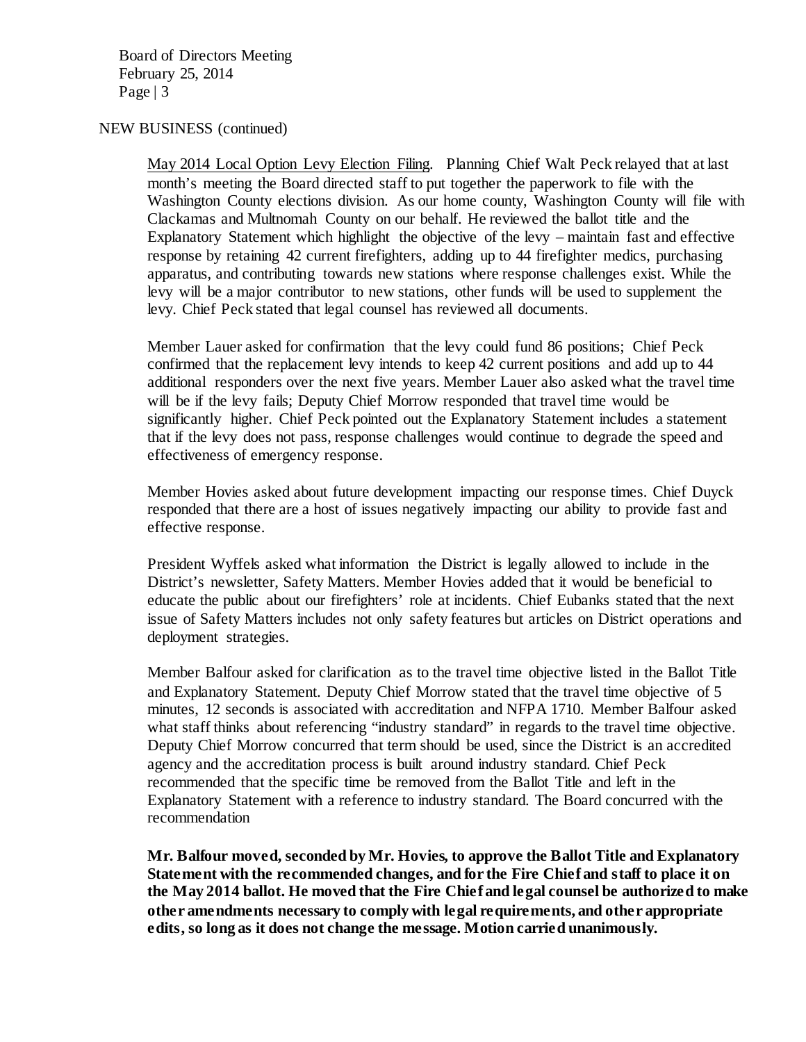NEW BUSINESS (continued)

May 2014 Local Option Levy Election Filing. Planning Chief Walt Peck relayed that at last month's meeting the Board directed staff to put together the paperwork to file with the Washington County elections division. As our home county, Washington County will file with Clackamas and Multnomah County on our behalf. He reviewed the ballot title and the Explanatory Statement which highlight the objective of the levy – maintain fast and effective response by retaining 42 current firefighters, adding up to 44 firefighter medics, purchasing apparatus, and contributing towards new stations where response challenges exist. While the levy will be a major contributor to new stations, other funds will be used to supplement the levy. Chief Peck stated that legal counsel has reviewed all documents.

Member Lauer asked for confirmation that the levy could fund 86 positions; Chief Peck confirmed that the replacement levy intends to keep 42 current positions and add up to 44 additional responders over the next five years. Member Lauer also asked what the travel time will be if the levy fails; Deputy Chief Morrow responded that travel time would be significantly higher. Chief Peck pointed out the Explanatory Statement includes a statement that if the levy does not pass, response challenges would continue to degrade the speed and effectiveness of emergency response.

Member Hovies asked about future development impacting our response times. Chief Duyck responded that there are a host of issues negatively impacting our ability to provide fast and effective response.

President Wyffels asked what information the District is legally allowed to include in the District's newsletter, Safety Matters. Member Hovies added that it would be beneficial to educate the public about our firefighters' role at incidents. Chief Eubanks stated that the next issue of Safety Matters includes not only safety features but articles on District operations and deployment strategies.

Member Balfour asked for clarification as to the travel time objective listed in the Ballot Title and Explanatory Statement. Deputy Chief Morrow stated that the travel time objective of 5 minutes, 12 seconds is associated with accreditation and NFPA 1710. Member Balfour asked what staff thinks about referencing "industry standard" in regards to the travel time objective. Deputy Chief Morrow concurred that term should be used, since the District is an accredited agency and the accreditation process is built around industry standard. Chief Peck recommended that the specific time be removed from the Ballot Title and left in the Explanatory Statement with a reference to industry standard. The Board concurred with the recommendation

**Mr. Balfour moved, seconded by Mr. Hovies, to approve the Ballot Title and Explanatory Statement with the recommended changes, and for the Fire Chief and staff to place it on the May 2014 ballot. He moved that the Fire Chief and legal counsel be authorized to make other amendments necessary to comply with legal requirements, and other appropriate edits, so long as it does not change the message. Motion carried unanimously.**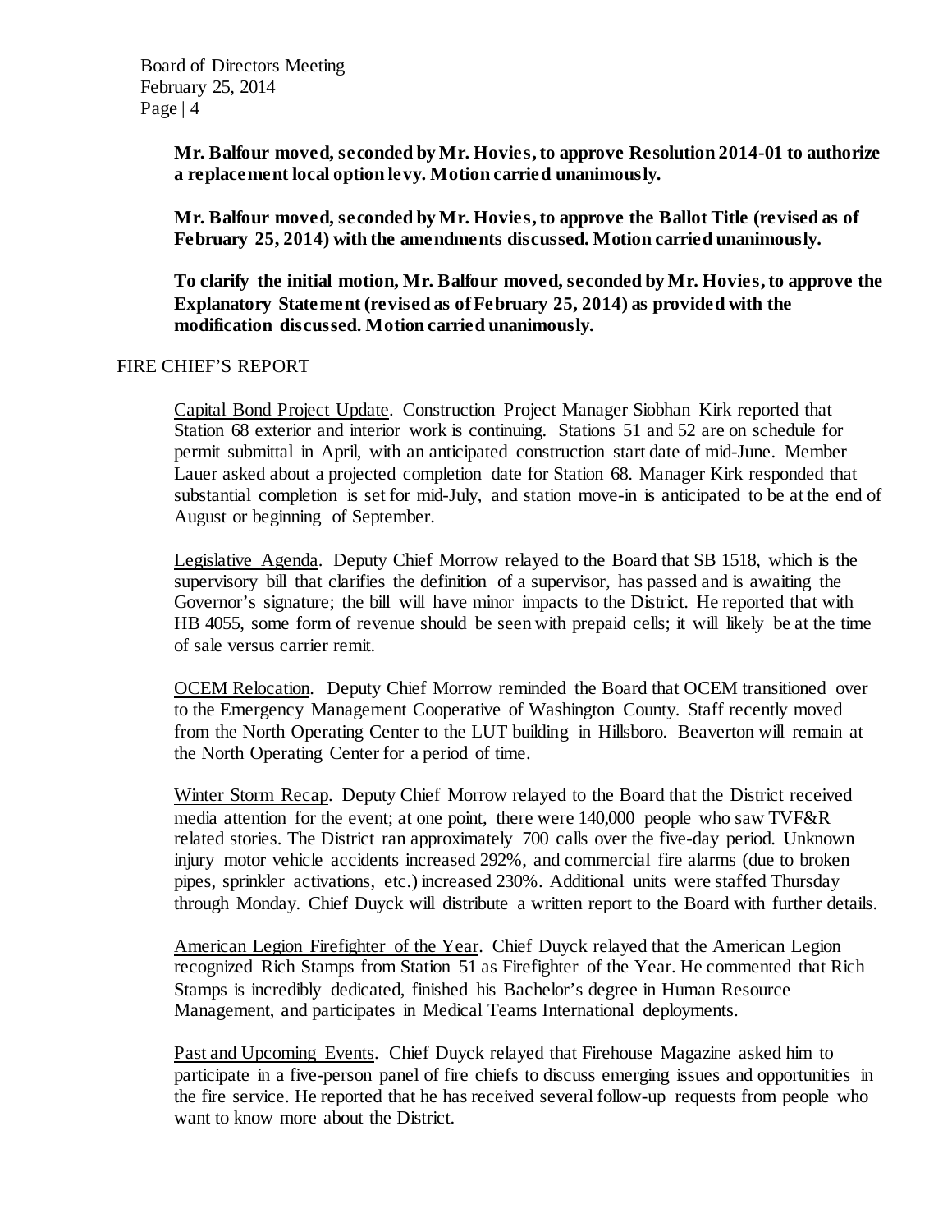**Mr. Balfour moved, seconded by Mr. Hovies, to approve Resolution 2014-01 to authorize a replacement local option levy. Motion carried unanimously.**

**Mr. Balfour moved, seconded by Mr. Hovies, to approve the Ballot Title (revised as of February 25, 2014) with the amendments discussed. Motion carried unanimously.**

**To clarify the initial motion, Mr. Balfour moved, seconded by Mr. Hovies, to approve the Explanatory Statement (revised as of February 25, 2014) as provided with the modification discussed. Motion carried unanimously.**

## FIRE CHIEF'S REPORT

Capital Bond Project Update. Construction Project Manager Siobhan Kirk reported that Station 68 exterior and interior work is continuing. Stations 51 and 52 are on schedule for permit submittal in April, with an anticipated construction start date of mid-June. Member Lauer asked about a projected completion date for Station 68. Manager Kirk responded that substantial completion is set for mid-July, and station move-in is anticipated to be at the end of August or beginning of September.

Legislative Agenda. Deputy Chief Morrow relayed to the Board that SB 1518, which is the supervisory bill that clarifies the definition of a supervisor, has passed and is awaiting the Governor's signature; the bill will have minor impacts to the District. He reported that with HB 4055, some form of revenue should be seen with prepaid cells; it will likely be at the time of sale versus carrier remit.

OCEM Relocation. Deputy Chief Morrow reminded the Board that OCEM transitioned over to the Emergency Management Cooperative of Washington County. Staff recently moved from the North Operating Center to the LUT building in Hillsboro. Beaverton will remain at the North Operating Center for a period of time.

Winter Storm Recap. Deputy Chief Morrow relayed to the Board that the District received media attention for the event; at one point, there were 140,000 people who saw TVF&R related stories. The District ran approximately 700 calls over the five-day period. Unknown injury motor vehicle accidents increased 292%, and commercial fire alarms (due to broken pipes, sprinkler activations, etc.) increased 230%. Additional units were staffed Thursday through Monday. Chief Duyck will distribute a written report to the Board with further details.

American Legion Firefighter of the Year. Chief Duyck relayed that the American Legion recognized Rich Stamps from Station 51 as Firefighter of the Year. He commented that Rich Stamps is incredibly dedicated, finished his Bachelor's degree in Human Resource Management, and participates in Medical Teams International deployments.

Past and Upcoming Events. Chief Duyck relayed that Firehouse Magazine asked him to participate in a five-person panel of fire chiefs to discuss emerging issues and opportunities in the fire service. He reported that he has received several follow-up requests from people who want to know more about the District.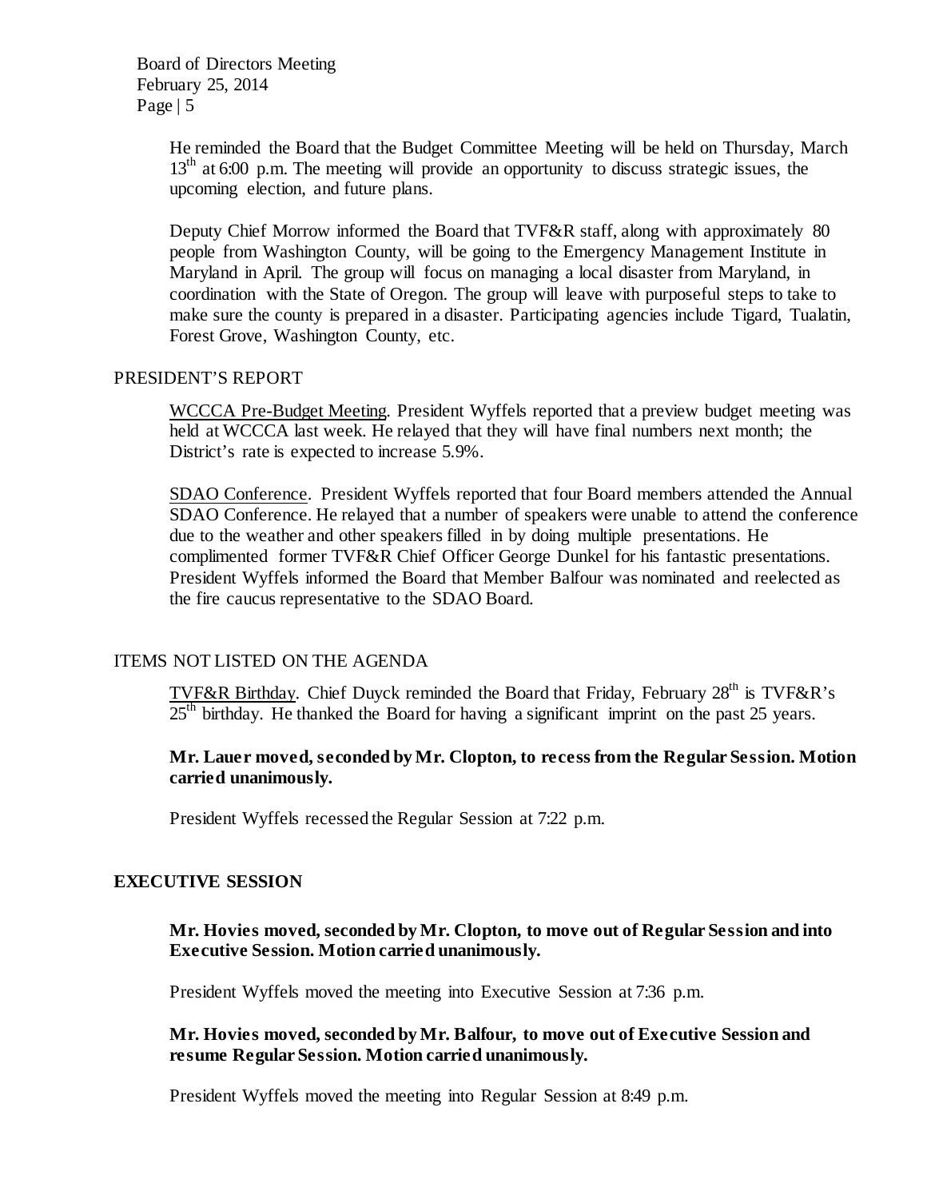He reminded the Board that the Budget Committee Meeting will be held on Thursday, March 13th at 6:00 p.m. The meeting will provide an opportunity to discuss strategic issues, the upcoming election, and future plans.

Deputy Chief Morrow informed the Board that TVF&R staff, along with approximately 80 people from Washington County, will be going to the Emergency Management Institute in Maryland in April. The group will focus on managing a local disaster from Maryland, in coordination with the State of Oregon. The group will leave with purposeful steps to take to make sure the county is prepared in a disaster. Participating agencies include Tigard, Tualatin, Forest Grove, Washington County, etc.

PRESIDENT'S REPORT

WCCCA Pre-Budget Meeting. President Wyffels reported that a preview budget meeting was held at WCCCA last week. He relayed that they will have final numbers next month; the District's rate is expected to increase 5.9%.

SDAO Conference. President Wyffels reported that four Board members attended the Annual SDAO Conference. He relayed that a number of speakers were unable to attend the conference due to the weather and other speakers filled in by doing multiple presentations. He complimented former TVF&R Chief Officer George Dunkel for his fantastic presentations. President Wyffels informed the Board that Member Balfour was nominated and reelected as the fire caucus representative to the SDAO Board.

ITEMS NOT LISTED ON THE AGENDA

TVF&R Birthday. Chief Duyck reminded the Board that Friday, February 28th is TVF&R's 25th birthday. He thanked the Board for having a significant imprint on the past 25 years.

**Mr. Lauer moved, seconded by Mr. Clopton, to recess from the Regular Session. Motion carried unanimously.**

President Wyffels recessed the Regular Session at 7:22 p.m.

**EXECUTIVE SESSION**

**Mr. Hovies moved, seconded by Mr. Clopton, to move out of Regular Session and into Executive Session. Motion carried unanimously.**

President Wyffels moved the meeting into Executive Session at 7:36 p.m.

**Mr. Hovies moved, seconded by Mr. Balfour, to move out of Executive Session and resume Regular Session. Motion carried unanimously.**

President Wyffels moved the meeting into Regular Session at 8:49 p.m.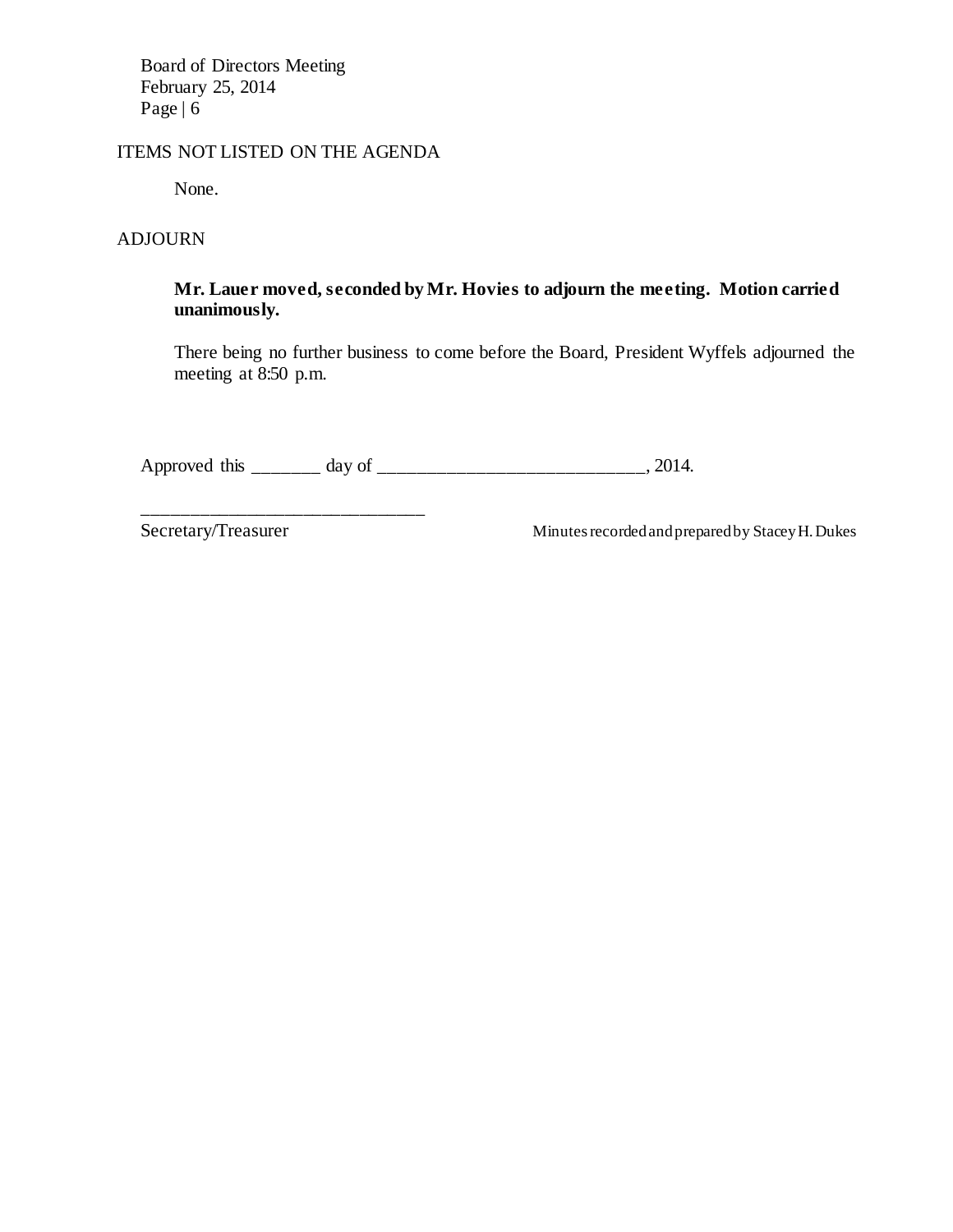## ITEMS NOT LISTED ON THE AGENDA

None.

## ADJOURN

**Mr. Lauer moved, seconded by Mr. Hovies to adjourn the meeting. Motion carried unanimously.**

There being no further business to come before the Board, President Wyffels adjourned the meeting at 8:50 p.m.

Approved this _______ day of ____________________________, 2014.

______________________________
Secretary/Treasurer

Minutes recorded and prepared by Stacey H. Dukes